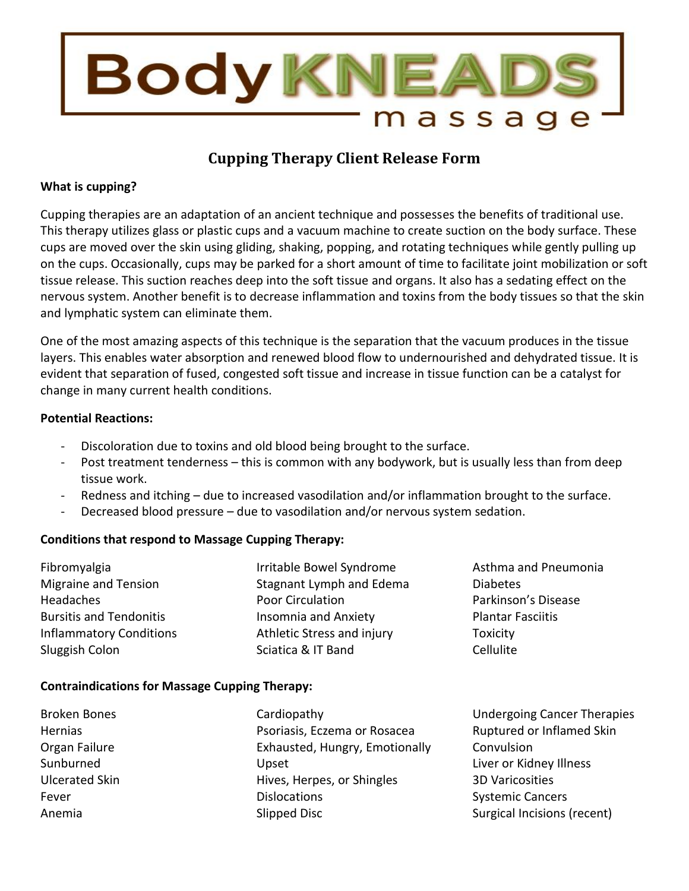# Body KNEADS massage

## Cupping Therapy Client Release Form

**What is cupping?**

Cupping therapies are an adaptation of an ancient technique and possesses the benefits of traditional use. This therapy utilizes glass or plastic cups and a vacuum machine to create suction on the body surface. These cups are moved over the skin using gliding, shaking, popping, and rotating techniques while gently pulling up on the cups. Occasionally, cups may be parked for a short amount of time to facilitate joint mobilization or soft tissue release. This suction reaches deep into the soft tissue and organs. It also has a sedating effect on the nervous system. Another benefit is to decrease inflammation and toxins from the body tissues so that the skin and lymphatic system can eliminate them.

One of the most amazing aspects of this technique is the separation that the vacuum produces in the tissue layers. This enables water absorption and renewed blood flow to undernourished and dehydrated tissue. It is evident that separation of fused, congested soft tissue and increase in tissue function can be a catalyst for change in many current health conditions.

**Potential Reactions:**

- Discoloration due to toxins and old blood being brought to the surface.
- Post treatment tenderness – this is common with any bodywork, but is usually less than from deep tissue work.
- Redness and itching – due to increased vasodilation and/or inflammation brought to the surface.
- Decreased blood pressure – due to vasodilation and/or nervous system sedation.

**Conditions that respond to Massage Cupping Therapy:**

- Fibromyalgia
- Migraine and Tension Headaches
- Bursitis and Tendonitis
- Inflammatory Conditions
- Sluggish Colon
- Irritable Bowel Syndrome
- Stagnant Lymph and Edema
- Poor Circulation
- Insomnia and Anxiety
- Athletic Stress and injury
- Sciatica & IT Band
- Asthma and Pneumonia
- Diabetes
- Parkinson's Disease
- Plantar Fasciitis
- Toxicity
- Cellulite

**Contraindications for Massage Cupping Therapy:**

- Broken Bones
- Hernias
- Organ Failure
- Sunburned
- Ulcerated Skin
- Fever
- Anemia
- Cardiopathy
- Psoriasis, Eczema or Rosacea
- Exhausted, Hungry, Emotionally Upset
- Hives, Herpes, or Shingles
- Dislocations
- Slipped Disc
- Undergoing Cancer Therapies
- Ruptured or Inflamed Skin
- Convulsion
- Liver or Kidney Illness
- 3D Varicosities
- Systemic Cancers
- Surgical Incisions (recent)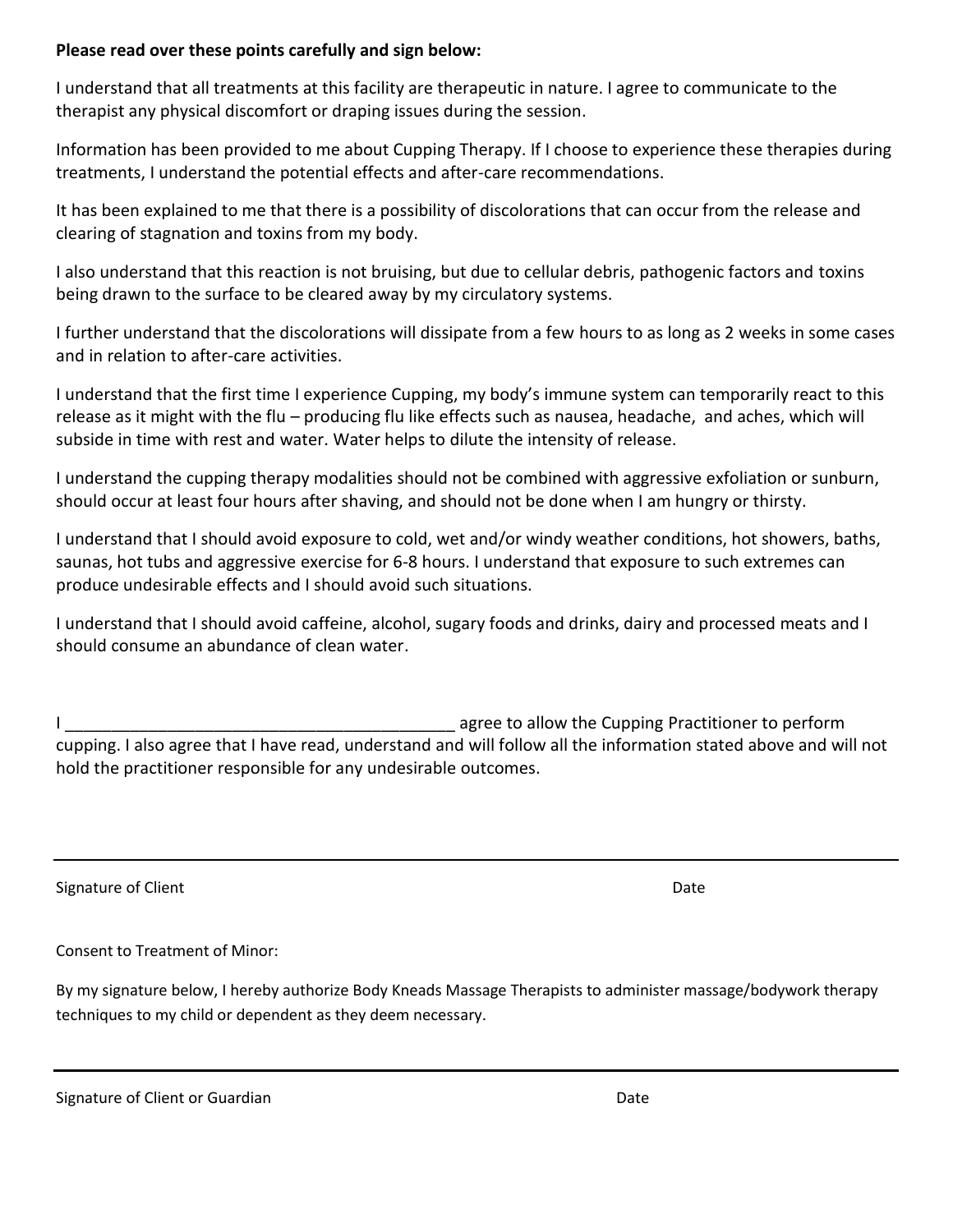**Please read over these points carefully and sign below:**

I understand that all treatments at this facility are therapeutic in nature. I agree to communicate to the therapist any physical discomfort or draping issues during the session.

Information has been provided to me about Cupping Therapy. If I choose to experience these therapies during treatments, I understand the potential effects and after-care recommendations.

It has been explained to me that there is a possibility of discolorations that can occur from the release and clearing of stagnation and toxins from my body.

I also understand that this reaction is not bruising, but due to cellular debris, pathogenic factors and toxins being drawn to the surface to be cleared away by my circulatory systems.

I further understand that the discolorations will dissipate from a few hours to as long as 2 weeks in some cases and in relation to after-care activities.

I understand that the first time I experience Cupping, my body's immune system can temporarily react to this release as it might with the flu – producing flu like effects such as nausea, headache, and aches, which will subside in time with rest and water. Water helps to dilute the intensity of release.

I understand the cupping therapy modalities should not be combined with aggressive exfoliation or sunburn, should occur at least four hours after shaving, and should not be done when I am hungry or thirsty.

I understand that I should avoid exposure to cold, wet and/or windy weather conditions, hot showers, baths, saunas, hot tubs and aggressive exercise for 6-8 hours. I understand that exposure to such extremes can produce undesirable effects and I should avoid such situations.

I understand that I should avoid caffeine, alcohol, sugary foods and drinks, dairy and processed meats and I should consume an abundance of clean water.

I __________________________________________ agree to allow the Cupping Practitioner to perform cupping. I also agree that I have read, understand and will follow all the information stated above and will not hold the practitioner responsible for any undesirable outcomes.

______________________________________________________________________________

Signature of Client Date

Consent to Treatment of Minor:

By my signature below, I hereby authorize Body Kneads Massage Therapists to administer massage/bodywork therapy techniques to my child or dependent as they deem necessary.

______________________________________________________________________________

Signature of Client or Guardian Date